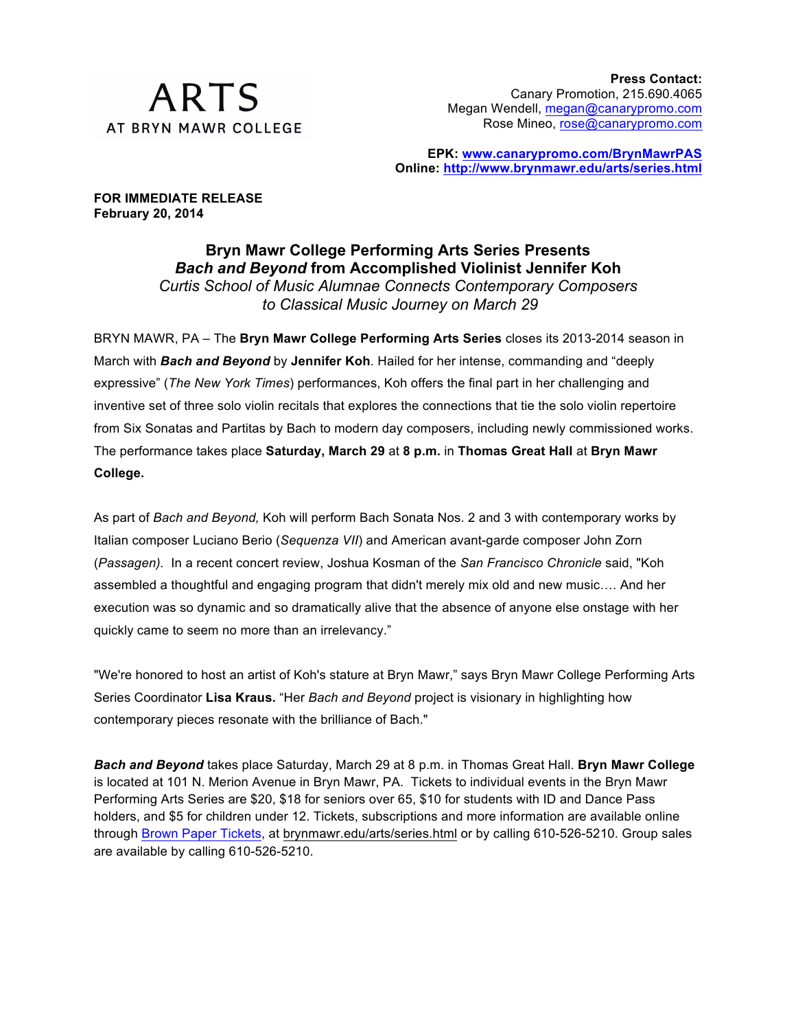ARTS
AT BRYN MAWR COLLEGE

**Press Contact:**
Canary Promotion, 215.690.4065
Megan Wendell, megan@canarypromo.com
Rose Mineo, rose@canarypromo.com

**EPK: www.canarypromo.com/BrynMawrPAS**
**Online: http://www.brynmawr.edu/arts/series.html**

**FOR IMMEDIATE RELEASE**
**February 20, 2014**

## Bryn Mawr College Performing Arts Series Presents *Bach and Beyond* from Accomplished Violinist Jennifer Koh

*Curtis School of Music Alumnae Connects Contemporary Composers to Classical Music Journey on March 29*

BRYN MAWR, PA – The **Bryn Mawr College Performing Arts Series** closes its 2013-2014 season in March with ***Bach and Beyond*** by **Jennifer Koh**. Hailed for her intense, commanding and "deeply expressive" (*The New York Times*) performances, Koh offers the final part in her challenging and inventive set of three solo violin recitals that explores the connections that tie the solo violin repertoire from Six Sonatas and Partitas by Bach to modern day composers, including newly commissioned works. The performance takes place **Saturday, March 29** at **8 p.m.** in **Thomas Great Hall** at **Bryn Mawr College.**

As part of *Bach and Beyond,* Koh will perform Bach Sonata Nos. 2 and 3 with contemporary works by Italian composer Luciano Berio (*Sequenza VII*) and American avant-garde composer John Zorn (*Passagen).* In a recent concert review, Joshua Kosman of the *San Francisco Chronicle* said, "Koh assembled a thoughtful and engaging program that didn't merely mix old and new music…. And her execution was so dynamic and so dramatically alive that the absence of anyone else onstage with her quickly came to seem no more than an irrelevancy."

"We're honored to host an artist of Koh's stature at Bryn Mawr," says Bryn Mawr College Performing Arts Series Coordinator **Lisa Kraus.** "Her *Bach and Beyond* project is visionary in highlighting how contemporary pieces resonate with the brilliance of Bach."

***Bach and Beyond*** takes place Saturday, March 29 at 8 p.m. in Thomas Great Hall. **Bryn Mawr College** is located at 101 N. Merion Avenue in Bryn Mawr, PA. Tickets to individual events in the Bryn Mawr Performing Arts Series are $20, $18 for seniors over 65, $10 for students with ID and Dance Pass holders, and $5 for children under 12. Tickets, subscriptions and more information are available online through Brown Paper Tickets, at brynmawr.edu/arts/series.html or by calling 610-526-5210. Group sales are available by calling 610-526-5210.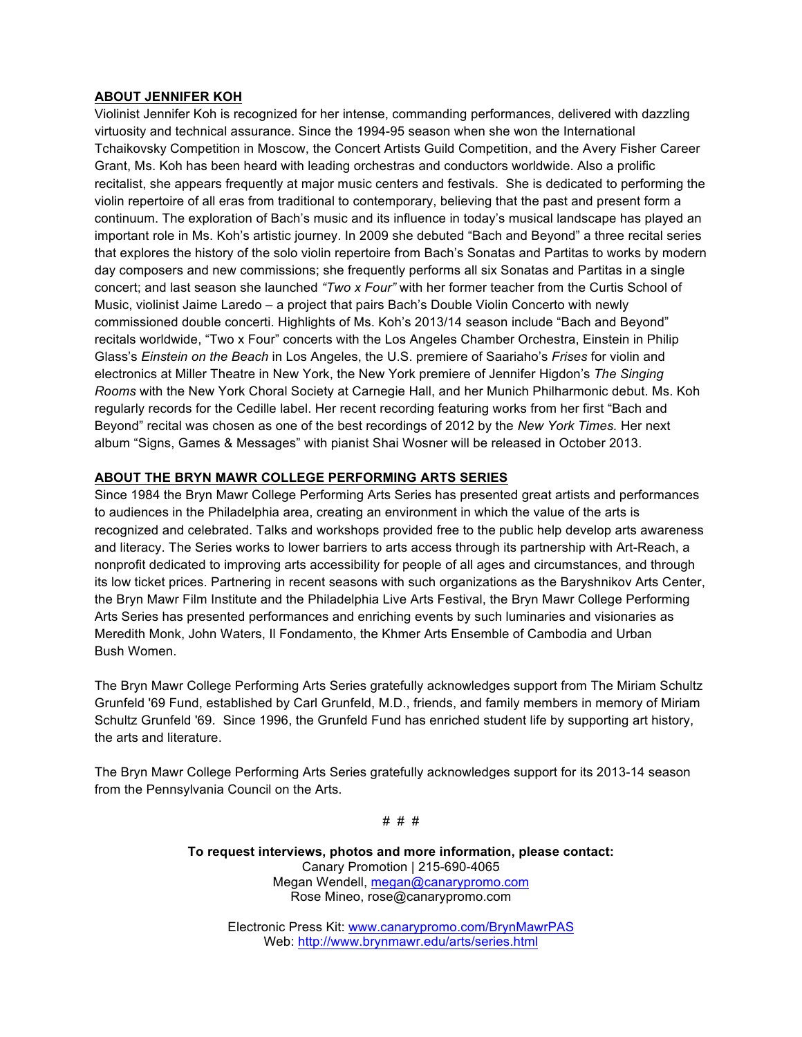## **ABOUT JENNIFER KOH**

Violinist Jennifer Koh is recognized for her intense, commanding performances, delivered with dazzling virtuosity and technical assurance. Since the 1994-95 season when she won the International Tchaikovsky Competition in Moscow, the Concert Artists Guild Competition, and the Avery Fisher Career Grant, Ms. Koh has been heard with leading orchestras and conductors worldwide. Also a prolific recitalist, she appears frequently at major music centers and festivals. She is dedicated to performing the violin repertoire of all eras from traditional to contemporary, believing that the past and present form a continuum. The exploration of Bach's music and its influence in today's musical landscape has played an important role in Ms. Koh's artistic journey. In 2009 she debuted "Bach and Beyond" a three recital series that explores the history of the solo violin repertoire from Bach's Sonatas and Partitas to works by modern day composers and new commissions; she frequently performs all six Sonatas and Partitas in a single concert; and last season she launched *"Two x Four"* with her former teacher from the Curtis School of Music, violinist Jaime Laredo – a project that pairs Bach's Double Violin Concerto with newly commissioned double concerti. Highlights of Ms. Koh's 2013/14 season include "Bach and Beyond" recitals worldwide, "Two x Four" concerts with the Los Angeles Chamber Orchestra, Einstein in Philip Glass's *Einstein on the Beach* in Los Angeles, the U.S. premiere of Saariaho's *Frises* for violin and electronics at Miller Theatre in New York, the New York premiere of Jennifer Higdon's *The Singing Rooms* with the New York Choral Society at Carnegie Hall, and her Munich Philharmonic debut. Ms. Koh regularly records for the Cedille label. Her recent recording featuring works from her first "Bach and Beyond" recital was chosen as one of the best recordings of 2012 by the *New York Times.* Her next album "Signs, Games & Messages" with pianist Shai Wosner will be released in October 2013.

## **ABOUT THE BRYN MAWR COLLEGE PERFORMING ARTS SERIES**

Since 1984 the Bryn Mawr College Performing Arts Series has presented great artists and performances to audiences in the Philadelphia area, creating an environment in which the value of the arts is recognized and celebrated. Talks and workshops provided free to the public help develop arts awareness and literacy. The Series works to lower barriers to arts access through its partnership with Art-Reach, a nonprofit dedicated to improving arts accessibility for people of all ages and circumstances, and through its low ticket prices. Partnering in recent seasons with such organizations as the Baryshnikov Arts Center, the Bryn Mawr Film Institute and the Philadelphia Live Arts Festival, the Bryn Mawr College Performing Arts Series has presented performances and enriching events by such luminaries and visionaries as Meredith Monk, John Waters, Il Fondamento, the Khmer Arts Ensemble of Cambodia and Urban Bush Women.

The Bryn Mawr College Performing Arts Series gratefully acknowledges support from The Miriam Schultz Grunfeld '69 Fund, established by Carl Grunfeld, M.D., friends, and family members in memory of Miriam Schultz Grunfeld '69. Since 1996, the Grunfeld Fund has enriched student life by supporting art history, the arts and literature.

The Bryn Mawr College Performing Arts Series gratefully acknowledges support for its 2013-14 season from the Pennsylvania Council on the Arts.

# # #

**To request interviews, photos and more information, please contact:**
Canary Promotion | 215-690-4065
Megan Wendell, megan@canarypromo.com
Rose Mineo, rose@canarypromo.com

Electronic Press Kit: www.canarypromo.com/BrynMawrPAS
Web: http://www.brynmawr.edu/arts/series.html